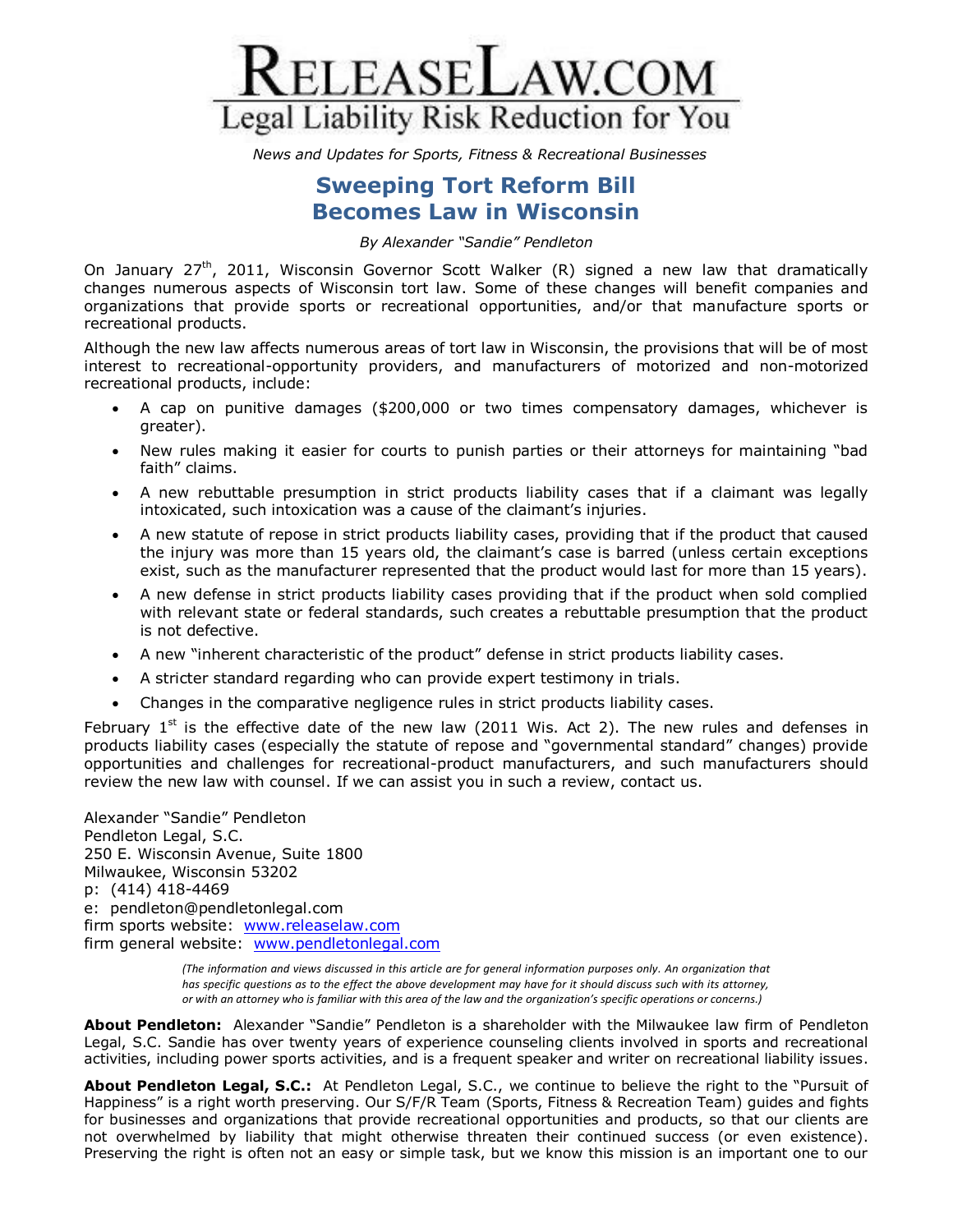# RELEASELAW.COM

## Legal Liability Risk Reduction for You

*News and Updates for Sports, Fitness & Recreational Businesses*

## Sweeping Tort Reform Bill Becomes Law in Wisconsin

*By Alexander "Sandie" Pendleton*

On January 27th, 2011, Wisconsin Governor Scott Walker (R) signed a new law that dramatically changes numerous aspects of Wisconsin tort law. Some of these changes will benefit companies and organizations that provide sports or recreational opportunities, and/or that manufacture sports or recreational products.

Although the new law affects numerous areas of tort law in Wisconsin, the provisions that will be of most interest to recreational-opportunity providers, and manufacturers of motorized and non-motorized recreational products, include:

- A cap on punitive damages ($200,000 or two times compensatory damages, whichever is greater).
- New rules making it easier for courts to punish parties or their attorneys for maintaining "bad faith" claims.
- A new rebuttable presumption in strict products liability cases that if a claimant was legally intoxicated, such intoxication was a cause of the claimant's injuries.
- A new statute of repose in strict products liability cases, providing that if the product that caused the injury was more than 15 years old, the claimant's case is barred (unless certain exceptions exist, such as the manufacturer represented that the product would last for more than 15 years).
- A new defense in strict products liability cases providing that if the product when sold complied with relevant state or federal standards, such creates a rebuttable presumption that the product is not defective.
- A new "inherent characteristic of the product" defense in strict products liability cases.
- A stricter standard regarding who can provide expert testimony in trials.
- Changes in the comparative negligence rules in strict products liability cases.

February 1st is the effective date of the new law (2011 Wis. Act 2). The new rules and defenses in products liability cases (especially the statute of repose and "governmental standard" changes) provide opportunities and challenges for recreational-product manufacturers, and such manufacturers should review the new law with counsel. If we can assist you in such a review, contact us.

Alexander "Sandie" Pendleton
Pendleton Legal, S.C.
250 E. Wisconsin Avenue, Suite 1800
Milwaukee, Wisconsin 53202
p: (414) 418-4469
e: pendleton@pendletonlegal.com
firm sports website: www.releaselaw.com
firm general website: www.pendletonlegal.com

*(The information and views discussed in this article are for general information purposes only. An organization that has specific questions as to the effect the above development may have for it should discuss such with its attorney, or with an attorney who is familiar with this area of the law and the organization's specific operations or concerns.)*

**About Pendleton:** Alexander "Sandie" Pendleton is a shareholder with the Milwaukee law firm of Pendleton Legal, S.C. Sandie has over twenty years of experience counseling clients involved in sports and recreational activities, including power sports activities, and is a frequent speaker and writer on recreational liability issues.

**About Pendleton Legal, S.C.:** At Pendleton Legal, S.C., we continue to believe the right to the "Pursuit of Happiness" is a right worth preserving. Our S/F/R Team (Sports, Fitness & Recreation Team) guides and fights for businesses and organizations that provide recreational opportunities and products, so that our clients are not overwhelmed by liability that might otherwise threaten their continued success (or even existence). Preserving the right is often not an easy or simple task, but we know this mission is an important one to our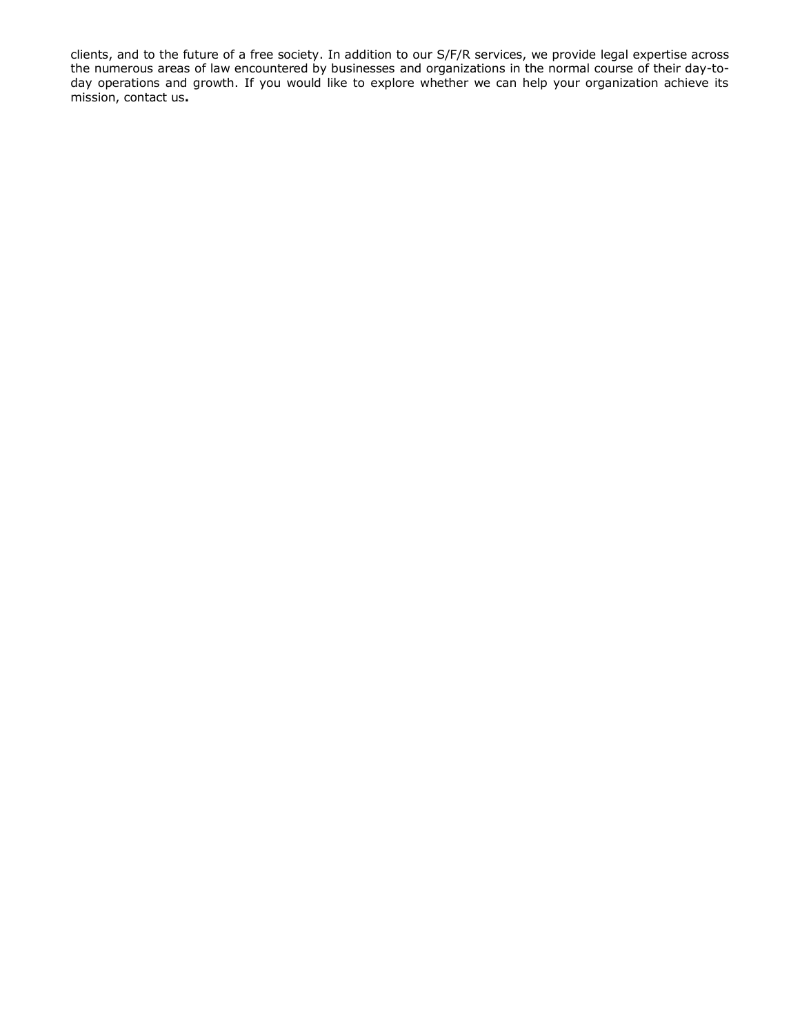clients, and to the future of a free society. In addition to our S/F/R services, we provide legal expertise across the numerous areas of law encountered by businesses and organizations in the normal course of their day-to-day operations and growth. If you would like to explore whether we can help your organization achieve its mission, contact us**.**